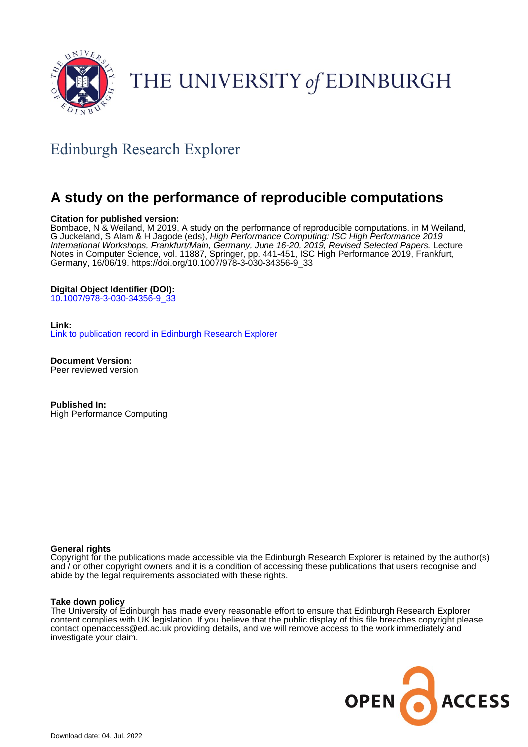THE UNIVERSITY *of* EDINBURGH

## Edinburgh Research Explorer

# A study on the performance of reproducible computations

**Citation for published version:**
Bombace, N & Weiland, M 2019, A study on the performance of reproducible computations. in M Weiland, G Juckeland, S Alam & H Jagode (eds), *High Performance Computing: ISC High Performance 2019 International Workshops, Frankfurt/Main, Germany, June 16-20, 2019, Revised Selected Papers.* Lecture Notes in Computer Science, vol. 11887, Springer, pp. 441-451, ISC High Performance 2019, Frankfurt, Germany, 16/06/19. https://doi.org/10.1007/978-3-030-34356-9_33

**Digital Object Identifier (DOI):**
10.1007/978-3-030-34356-9_33

**Link:**
Link to publication record in Edinburgh Research Explorer

**Document Version:**
Peer reviewed version

**Published In:**
High Performance Computing

**General rights**
Copyright for the publications made accessible via the Edinburgh Research Explorer is retained by the author(s) and / or other copyright owners and it is a condition of accessing these publications that users recognise and abide by the legal requirements associated with these rights.

**Take down policy**
The University of Edinburgh has made every reasonable effort to ensure that Edinburgh Research Explorer content complies with UK legislation. If you believe that the public display of this file breaches copyright please contact openaccess@ed.ac.uk providing details, and we will remove access to the work immediately and investigate your claim.

OPEN ACCESS

Download date: 04. Jul. 2022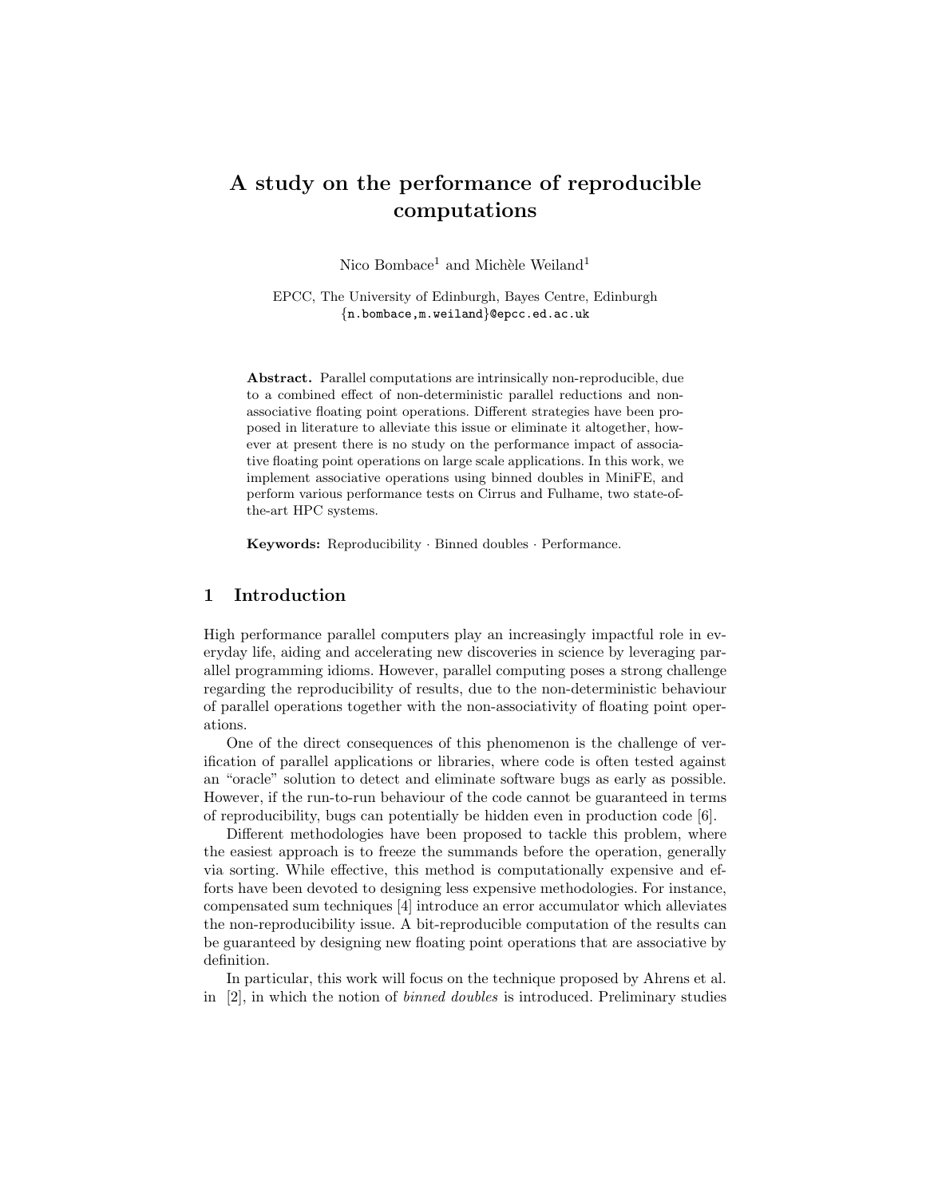# A study on the performance of reproducible computations

Nico Bombace[1] and Michèle Weiland[1]

EPCC, The University of Edinburgh, Bayes Centre, Edinburgh
{n.bombace,m.weiland}@epcc.ed.ac.uk

**Abstract.** Parallel computations are intrinsically non-reproducible, due to a combined effect of non-deterministic parallel reductions and non-associative floating point operations. Different strategies have been proposed in literature to alleviate this issue or eliminate it altogether, however at present there is no study on the performance impact of associative floating point operations on large scale applications. In this work, we implement associative operations using binned doubles in MiniFE, and perform various performance tests on Cirrus and Fulhame, two state-of-the-art HPC systems.

**Keywords:** Reproducibility · Binned doubles · Performance.

## 1 Introduction

High performance parallel computers play an increasingly impactful role in everyday life, aiding and accelerating new discoveries in science by leveraging parallel programming idioms. However, parallel computing poses a strong challenge regarding the reproducibility of results, due to the non-deterministic behaviour of parallel operations together with the non-associativity of floating point operations.

One of the direct consequences of this phenomenon is the challenge of verification of parallel applications or libraries, where code is often tested against an "oracle" solution to detect and eliminate software bugs as early as possible. However, if the run-to-run behaviour of the code cannot be guaranteed in terms of reproducibility, bugs can potentially be hidden even in production code [6].

Different methodologies have been proposed to tackle this problem, where the easiest approach is to freeze the summands before the operation, generally via sorting. While effective, this method is computationally expensive and efforts have been devoted to designing less expensive methodologies. For instance, compensated sum techniques [4] introduce an error accumulator which alleviates the non-reproducibility issue. A bit-reproducible computation of the results can be guaranteed by designing new floating point operations that are associative by definition.

In particular, this work will focus on the technique proposed by Ahrens et al. in [2], in which the notion of *binned doubles* is introduced. Preliminary studies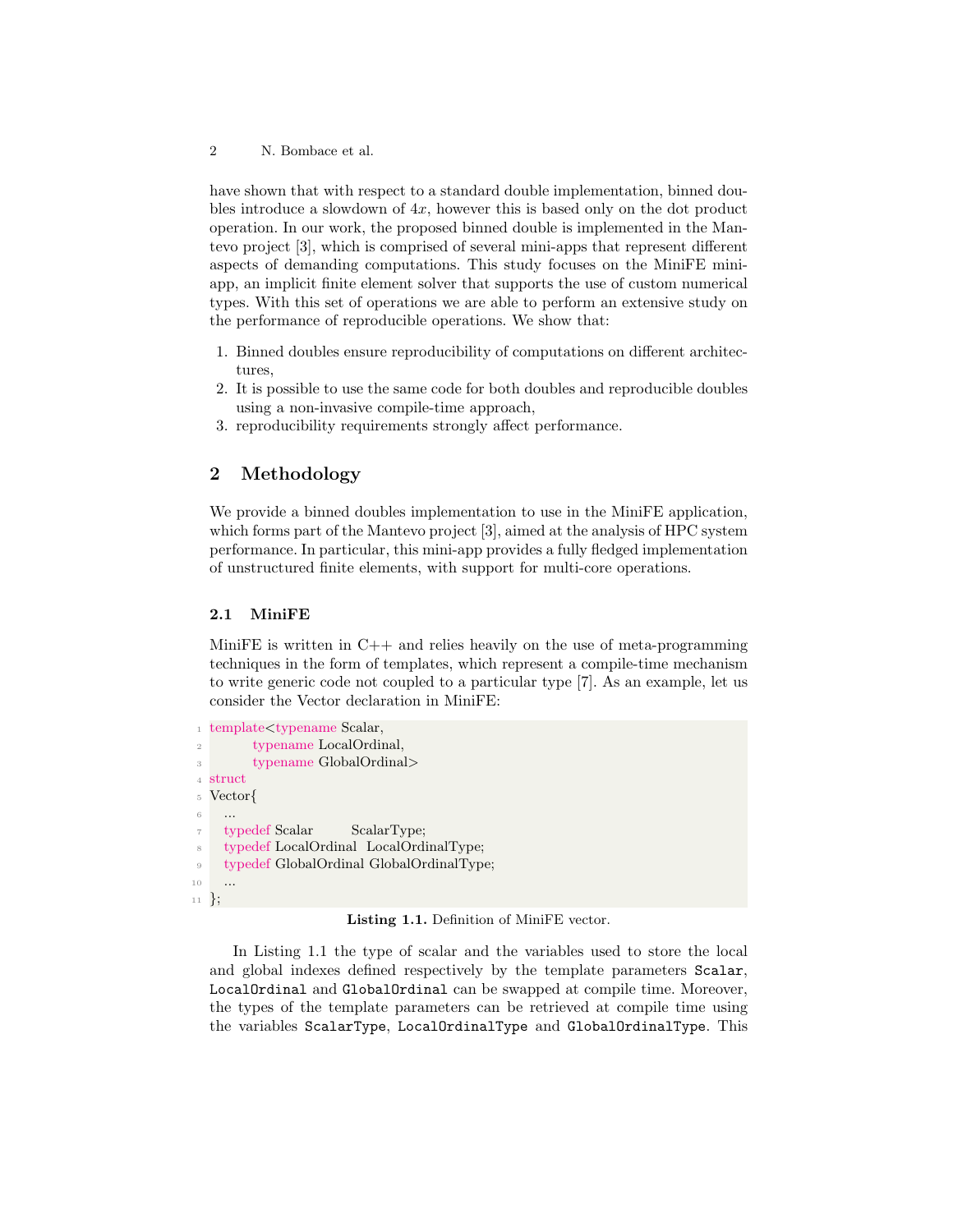have shown that with respect to a standard double implementation, binned doubles introduce a slowdown of $4x$, however this is based only on the dot product operation. In our work, the proposed binned double is implemented in the Mantevo project [3], which is comprised of several mini-apps that represent different aspects of demanding computations. This study focuses on the MiniFE mini-app, an implicit finite element solver that supports the use of custom numerical types. With this set of operations we are able to perform an extensive study on the performance of reproducible operations. We show that:

1. Binned doubles ensure reproducibility of computations on different architectures,
2. It is possible to use the same code for both doubles and reproducible doubles using a non-invasive compile-time approach,
3. reproducibility requirements strongly affect performance.

## 2 Methodology

We provide a binned doubles implementation to use in the MiniFE application, which forms part of the Mantevo project [3], aimed at the analysis of HPC system performance. In particular, this mini-app provides a fully fledged implementation of unstructured finite elements, with support for multi-core operations.

### 2.1 MiniFE

MiniFE is written in C++ and relies heavily on the use of meta-programming techniques in the form of templates, which represent a compile-time mechanism to write generic code not coupled to a particular type [7]. As an example, let us consider the Vector declaration in MiniFE:

```
template<typename Scalar,
         typename LocalOrdinal,
         typename GlobalOrdinal>
struct
Vector{
  ...
  typedef Scalar        ScalarType;
  typedef LocalOrdinal  LocalOrdinalType;
  typedef GlobalOrdinal GlobalOrdinalType;
  ...
};
```

**Listing 1.1.** Definition of MiniFE vector.

In Listing 1.1 the type of scalar and the variables used to store the local and global indexes defined respectively by the template parameters `Scalar`, `LocalOrdinal` and `GlobalOrdinal` can be swapped at compile time. Moreover, the types of the template parameters can be retrieved at compile time using the variables `ScalarType`, `LocalOrdinalType` and `GlobalOrdinalType`. This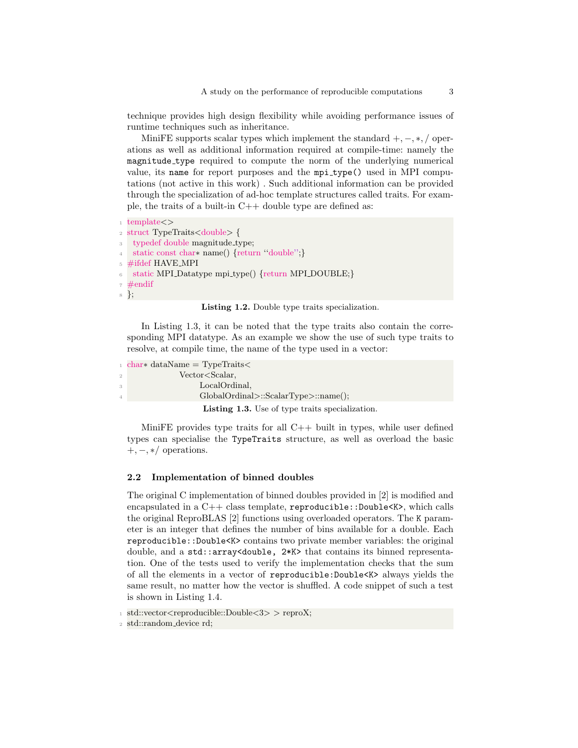technique provides high design flexibility while avoiding performance issues of runtime techniques such as inheritance.

MiniFE supports scalar types which implement the standard $+, -, *, /$ operations as well as additional information required at compile-time: namely the `magnitude_type` required to compute the norm of the underlying numerical value, its `name` for report purposes and the `mpi_type()` used in MPI computations (not active in this work) . Such additional information can be provided through the specialization of ad-hoc template structures called traits. For example, the traits of a built-in C++ double type are defined as:

```
template<>
struct TypeTraits<double> {
  typedef double magnitude_type;
  static const char* name() {return "double";}
#ifdef HAVE_MPI
  static MPI_Datatype mpi_type() {return MPI_DOUBLE;}
#endif
};
```

**Listing 1.2.** Double type traits specialization.

In Listing 1.3, it can be noted that the type traits also contain the corresponding MPI datatype. As an example we show the use of such type traits to resolve, at compile time, the name of the type used in a vector:

```
char* dataName = TypeTraits<
                 Vector<Scalar,
                        LocalOrdinal,
                        GlobalOrdinal>::ScalarType>::name();
```

**Listing 1.3.** Use of type traits specialization.

MiniFE provides type traits for all C++ built in types, while user defined types can specialise the `TypeTraits` structure, as well as overload the basic $+, -, */$ operations.

### 2.2 Implementation of binned doubles

The original C implementation of binned doubles provided in [2] is modified and encapsulated in a C++ class template, `reproducible::Double<K>`, which calls the original ReproBLAS [2] functions using overloaded operators. The `K` parameter is an integer that defines the number of bins available for a double. Each `reproducible::Double<K>` contains two private member variables: the original double, and a `std::array<double, 2*K>` that contains its binned representation. One of the tests used to verify the implementation checks that the sum of all the elements in a vector of `reproducible:Double<K>` always yields the same result, no matter how the vector is shuffled. A code snippet of such a test is shown in Listing 1.4.

```
std::vector<reproducible::Double<3> > reproX;
std::random_device rd;
```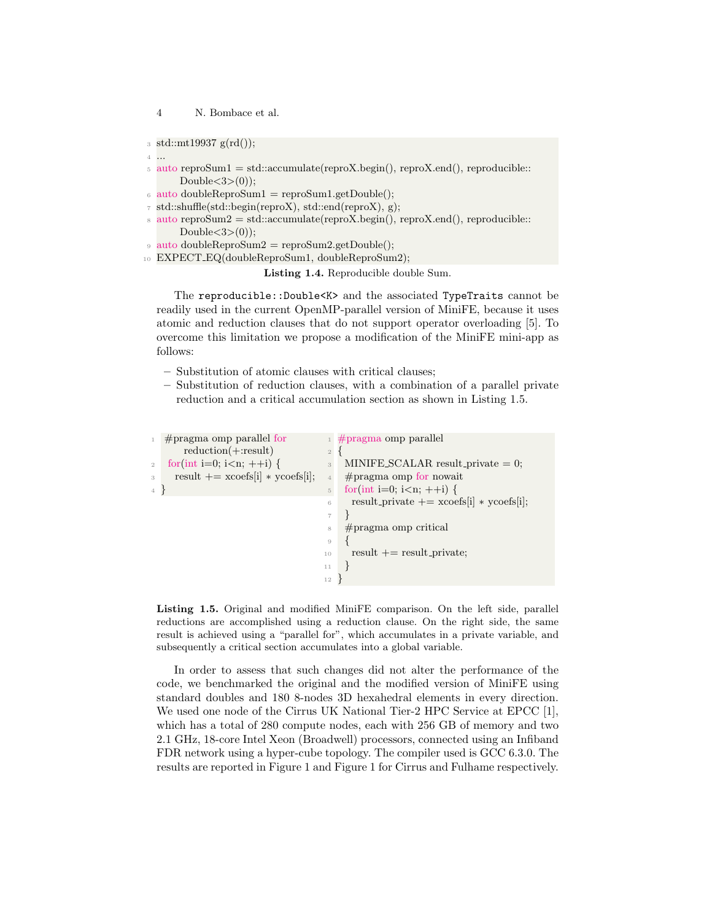```cpp
std::mt19937 g(rd());
...
auto reproSum1 = std::accumulate(reproX.begin(), reproX.end(), reproducible::
    Double<3>(0));
auto doubleReproSum1 = reproSum1.getDouble();
std::shuffle(std::begin(reproX), std::end(reproX), g);
auto reproSum2 = std::accumulate(reproX.begin(), reproX.end(), reproducible::
    Double<3>(0));
auto doubleReproSum2 = reproSum2.getDouble();
EXPECT_EQ(doubleReproSum1, doubleReproSum2);
```

**Listing 1.4.** Reproducible double Sum.

The `reproducible::Double<K>` and the associated `TypeTraits` cannot be readily used in the current OpenMP-parallel version of MiniFE, because it uses atomic and reduction clauses that do not support operator overloading [5]. To overcome this limitation we propose a modification of the MiniFE mini-app as follows:

- Substitution of atomic clauses with critical clauses;
- Substitution of reduction clauses, with a combination of a parallel private reduction and a critical accumulation section as shown in Listing 1.5.

```cpp
#pragma omp parallel for
    reduction(+:result)
 for(int i=0; i<n; ++i) {
   result += xcoefs[i] * ycoefs[i];
}
```

```cpp
#pragma omp parallel
{
  MINIFE_SCALAR result_private = 0;
  #pragma omp for nowait
  for(int i=0; i<n; ++i) {
    result_private += xcoefs[i] * ycoefs[i];
  }
  #pragma omp critical
  {
    result += result_private;
  }
}
```

**Listing 1.5.** Original and modified MiniFE comparison. On the left side, parallel reductions are accomplished using a reduction clause. On the right side, the same result is achieved using a "parallel for", which accumulates in a private variable, and subsequently a critical section accumulates into a global variable.

In order to assess that such changes did not alter the performance of the code, we benchmarked the original and the modified version of MiniFE using standard doubles and 180 8-nodes 3D hexahedral elements in every direction. We used one node of the Cirrus UK National Tier-2 HPC Service at EPCC [1], which has a total of 280 compute nodes, each with 256 GB of memory and two 2.1 GHz, 18-core Intel Xeon (Broadwell) processors, connected using an Infiband FDR network using a hyper-cube topology. The compiler used is GCC 6.3.0. The results are reported in Figure 1 and Figure 1 for Cirrus and Fulhame respectively.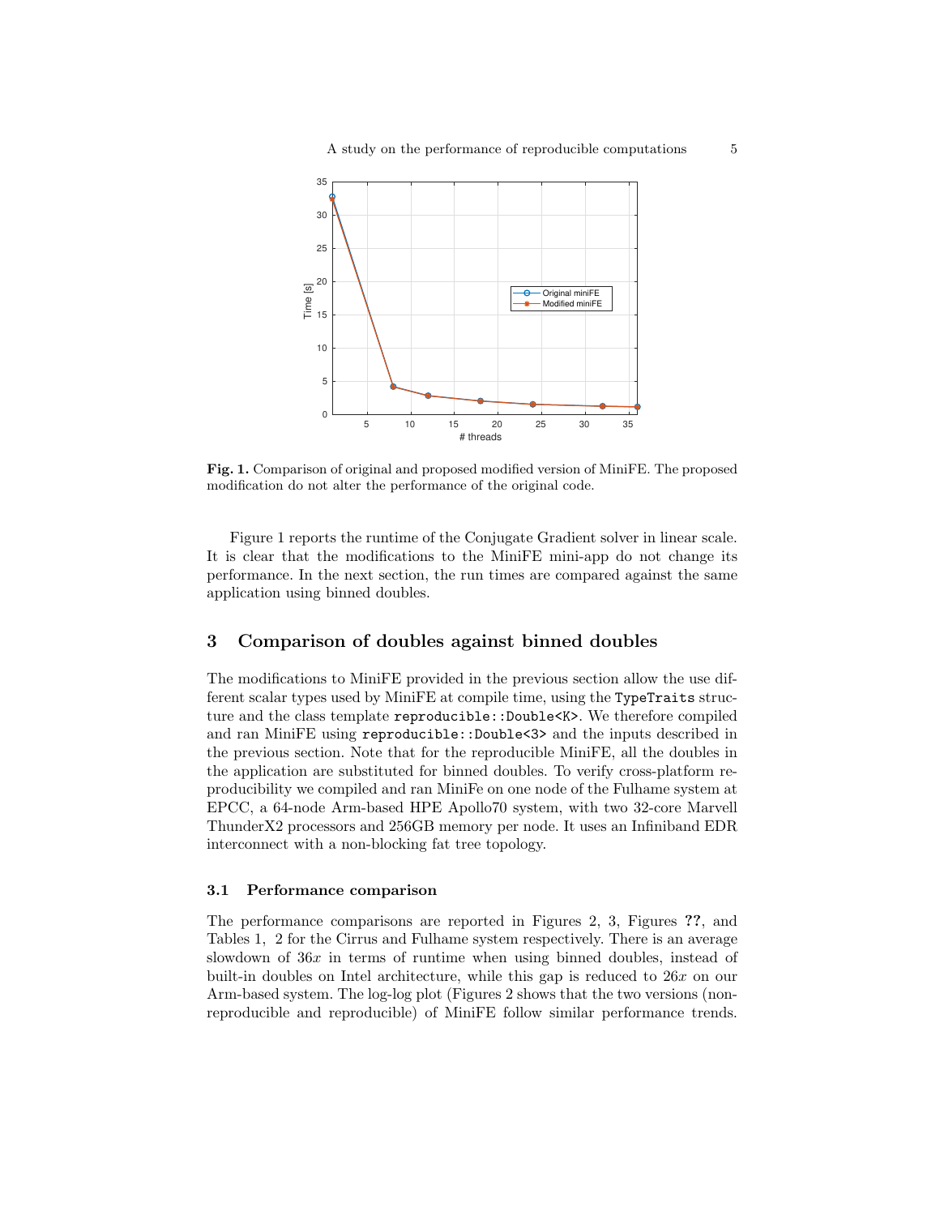**Fig. 1.** Comparison of original and proposed modified version of MiniFE. The proposed modification do not alter the performance of the original code.

Figure 1 reports the runtime of the Conjugate Gradient solver in linear scale. It is clear that the modifications to the MiniFE mini-app do not change its performance. In the next section, the run times are compared against the same application using binned doubles.

## 3 Comparison of doubles against binned doubles

The modifications to MiniFE provided in the previous section allow the use different scalar types used by MiniFE at compile time, using the `TypeTraits` structure and the class template `reproducible::Double<K>`. We therefore compiled and ran MiniFE using `reproducible::Double<3>` and the inputs described in the previous section. Note that for the reproducible MiniFE, all the doubles in the application are substituted for binned doubles. To verify cross-platform reproducibility we compiled and ran MiniFe on one node of the Fulhame system at EPCC, a 64-node Arm-based HPE Apollo70 system, with two 32-core Marvell ThunderX2 processors and 256GB memory per node. It uses an Infiniband EDR interconnect with a non-blocking fat tree topology.

### 3.1 Performance comparison

The performance comparisons are reported in Figures 2, 3, Figures **??**, and Tables 1, 2 for the Cirrus and Fulhame system respectively. There is an average slowdown of $36x$ in terms of runtime when using binned doubles, instead of built-in doubles on Intel architecture, while this gap is reduced to $26x$ on our Arm-based system. The log-log plot (Figures 2 shows that the two versions (non-reproducible and reproducible) of MiniFE follow similar performance trends.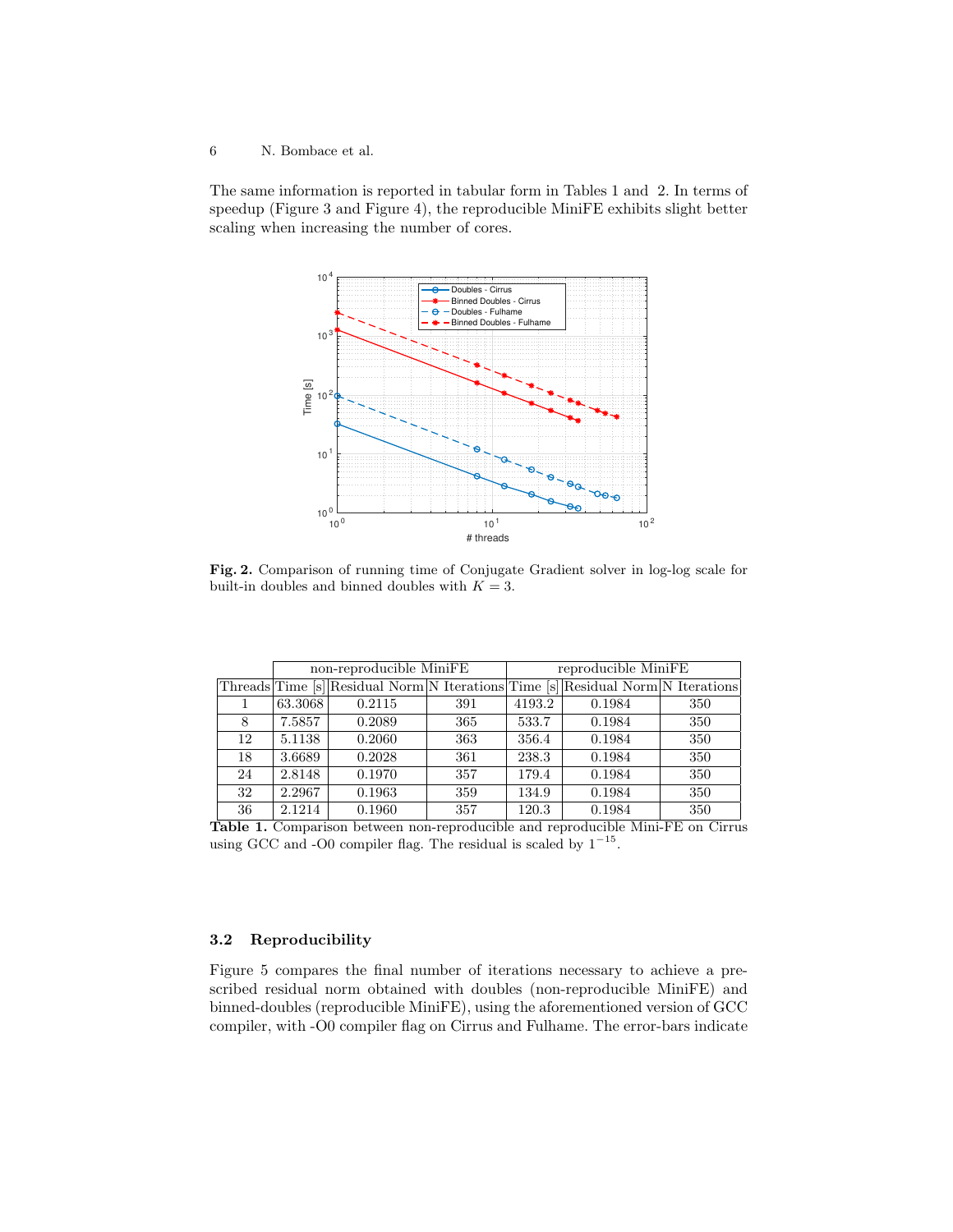The same information is reported in tabular form in Tables 1 and 2. In terms of speedup (Figure 3 and Figure 4), the reproducible MiniFE exhibits slight better scaling when increasing the number of cores.

**Fig. 2.** Comparison of running time of Conjugate Gradient solver in log-log scale for built-in doubles and binned doubles with $K = 3$.

| | non-reproducible MiniFE | | | reproducible MiniFE | | |
|---|---|---|---|---|---|---|
| Threads | Time [s] | Residual Norm | N Iterations | Time [s] | Residual Norm | N Iterations |
| 1 | 63.3068 | 0.2115 | 391 | 4193.2 | 0.1984 | 350 |
| 8 | 7.5857 | 0.2089 | 365 | 533.7 | 0.1984 | 350 |
| 12 | 5.1138 | 0.2060 | 363 | 356.4 | 0.1984 | 350 |
| 18 | 3.6689 | 0.2028 | 361 | 238.3 | 0.1984 | 350 |
| 24 | 2.8148 | 0.1970 | 357 | 179.4 | 0.1984 | 350 |
| 32 | 2.2967 | 0.1963 | 359 | 134.9 | 0.1984 | 350 |
| 36 | 2.1214 | 0.1960 | 357 | 120.3 | 0.1984 | 350 |

**Table 1.** Comparison between non-reproducible and reproducible Mini-FE on Cirrus using GCC and -O0 compiler flag. The residual is scaled by $1^{-15}$.

### 3.2 Reproducibility

Figure 5 compares the final number of iterations necessary to achieve a prescribed residual norm obtained with doubles (non-reproducible MiniFE) and binned-doubles (reproducible MiniFE), using the aforementioned version of GCC compiler, with -O0 compiler flag on Cirrus and Fulhame. The error-bars indicate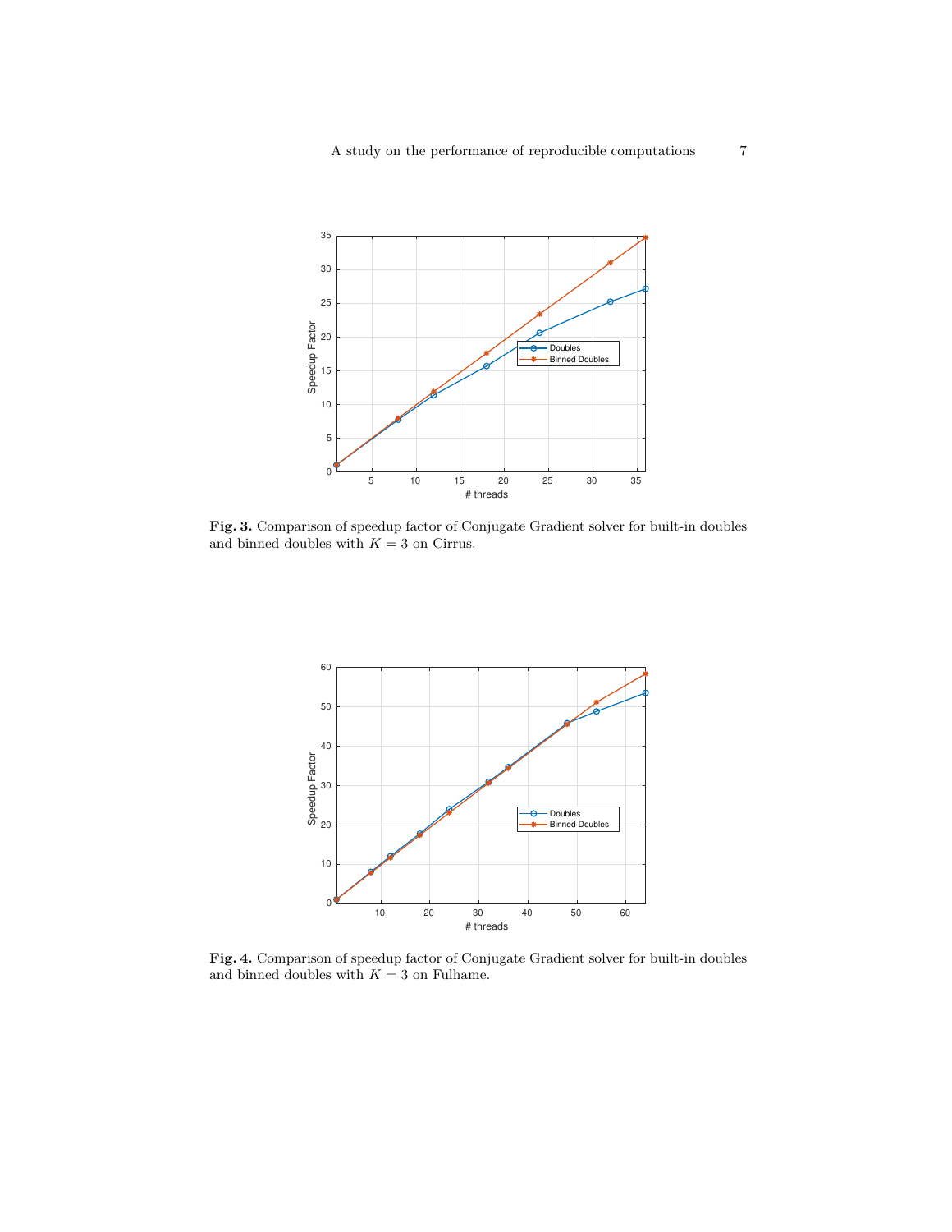**Fig. 3.** Comparison of speedup factor of Conjugate Gradient solver for built-in doubles and binned doubles with $K = 3$ on Cirrus.

**Fig. 4.** Comparison of speedup factor of Conjugate Gradient solver for built-in doubles and binned doubles with $K = 3$ on Fulhame.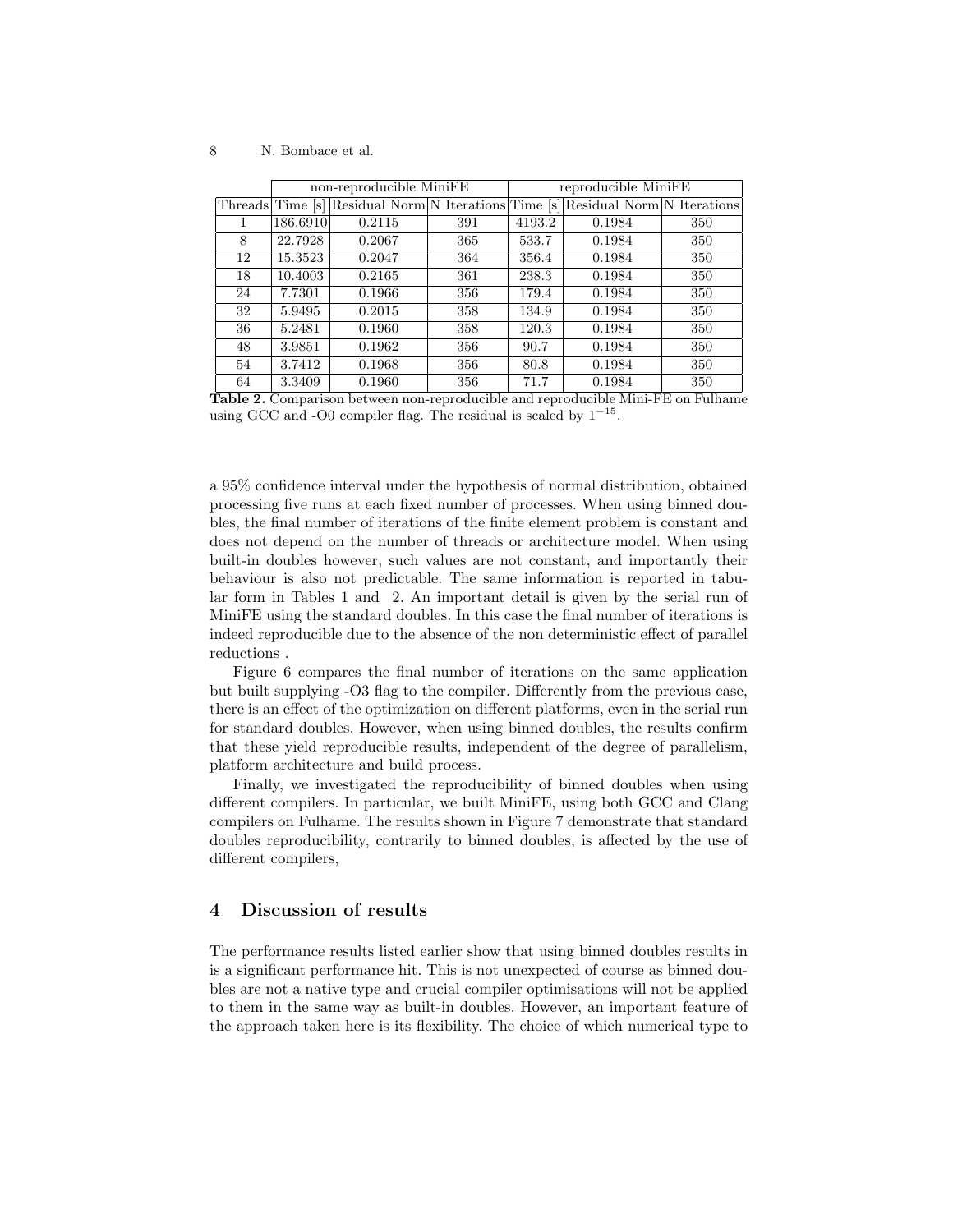| | non-reproducible MiniFE | | | reproducible MiniFE | | |
|---|---|---|---|---|---|---|
| Threads | Time [s] | Residual Norm | N Iterations | Time [s] | Residual Norm | N Iterations |
| 1 | 186.6910 | 0.2115 | 391 | 4193.2 | 0.1984 | 350 |
| 8 | 22.7928 | 0.2067 | 365 | 533.7 | 0.1984 | 350 |
| 12 | 15.3523 | 0.2047 | 364 | 356.4 | 0.1984 | 350 |
| 18 | 10.4003 | 0.2165 | 361 | 238.3 | 0.1984 | 350 |
| 24 | 7.7301 | 0.1966 | 356 | 179.4 | 0.1984 | 350 |
| 32 | 5.9495 | 0.2015 | 358 | 134.9 | 0.1984 | 350 |
| 36 | 5.2481 | 0.1960 | 358 | 120.3 | 0.1984 | 350 |
| 48 | 3.9851 | 0.1962 | 356 | 90.7 | 0.1984 | 350 |
| 54 | 3.7412 | 0.1968 | 356 | 80.8 | 0.1984 | 350 |
| 64 | 3.3409 | 0.1960 | 356 | 71.7 | 0.1984 | 350 |

**Table 2.** Comparison between non-reproducible and reproducible Mini-FE on Fulhame using GCC and -O0 compiler flag. The residual is scaled by $1^{-15}$.

a 95% confidence interval under the hypothesis of normal distribution, obtained processing five runs at each fixed number of processes. When using binned doubles, the final number of iterations of the finite element problem is constant and does not depend on the number of threads or architecture model. When using built-in doubles however, such values are not constant, and importantly their behaviour is also not predictable. The same information is reported in tabular form in Tables 1 and 2. An important detail is given by the serial run of MiniFE using the standard doubles. In this case the final number of iterations is indeed reproducible due to the absence of the non deterministic effect of parallel reductions .

Figure 6 compares the final number of iterations on the same application but built supplying -O3 flag to the compiler. Differently from the previous case, there is an effect of the optimization on different platforms, even in the serial run for standard doubles. However, when using binned doubles, the results confirm that these yield reproducible results, independent of the degree of parallelism, platform architecture and build process.

Finally, we investigated the reproducibility of binned doubles when using different compilers. In particular, we built MiniFE, using both GCC and Clang compilers on Fulhame. The results shown in Figure 7 demonstrate that standard doubles reproducibility, contrarily to binned doubles, is affected by the use of different compilers,

## 4 Discussion of results

The performance results listed earlier show that using binned doubles results in is a significant performance hit. This is not unexpected of course as binned doubles are not a native type and crucial compiler optimisations will not be applied to them in the same way as built-in doubles. However, an important feature of the approach taken here is its flexibility. The choice of which numerical type to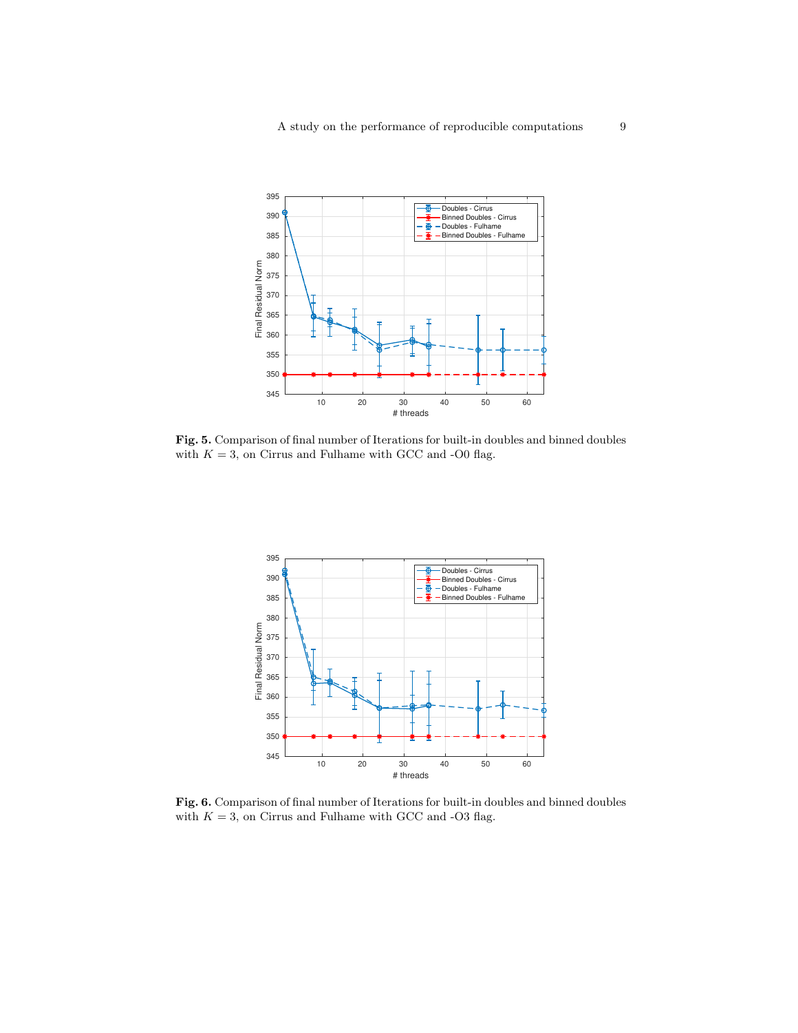**Fig. 5.** Comparison of final number of Iterations for built-in doubles and binned doubles with $K = 3$, on Cirrus and Fulhame with GCC and -O0 flag.

**Fig. 6.** Comparison of final number of Iterations for built-in doubles and binned doubles with $K = 3$, on Cirrus and Fulhame with GCC and -O3 flag.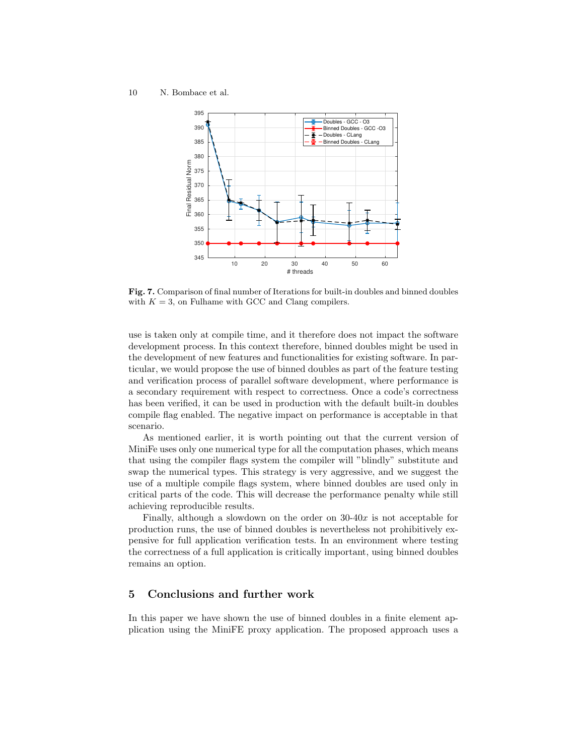**Fig. 7.** Comparison of final number of Iterations for built-in doubles and binned doubles with $K = 3$, on Fulhame with GCC and Clang compilers.

use is taken only at compile time, and it therefore does not impact the software development process. In this context therefore, binned doubles might be used in the development of new features and functionalities for existing software. In particular, we would propose the use of binned doubles as part of the feature testing and verification process of parallel software development, where performance is a secondary requirement with respect to correctness. Once a code's correctness has been verified, it can be used in production with the default built-in doubles compile flag enabled. The negative impact on performance is acceptable in that scenario.

As mentioned earlier, it is worth pointing out that the current version of MiniFe uses only one numerical type for all the computation phases, which means that using the compiler flags system the compiler will "blindly" substitute and swap the numerical types. This strategy is very aggressive, and we suggest the use of a multiple compile flags system, where binned doubles are used only in critical parts of the code. This will decrease the performance penalty while still achieving reproducible results.

Finally, although a slowdown on the order on 30-40$x$ is not acceptable for production runs, the use of binned doubles is nevertheless not prohibitively expensive for full application verification tests. In an environment where testing the correctness of a full application is critically important, using binned doubles remains an option.

## 5 Conclusions and further work

In this paper we have shown the use of binned doubles in a finite element application using the MiniFE proxy application. The proposed approach uses a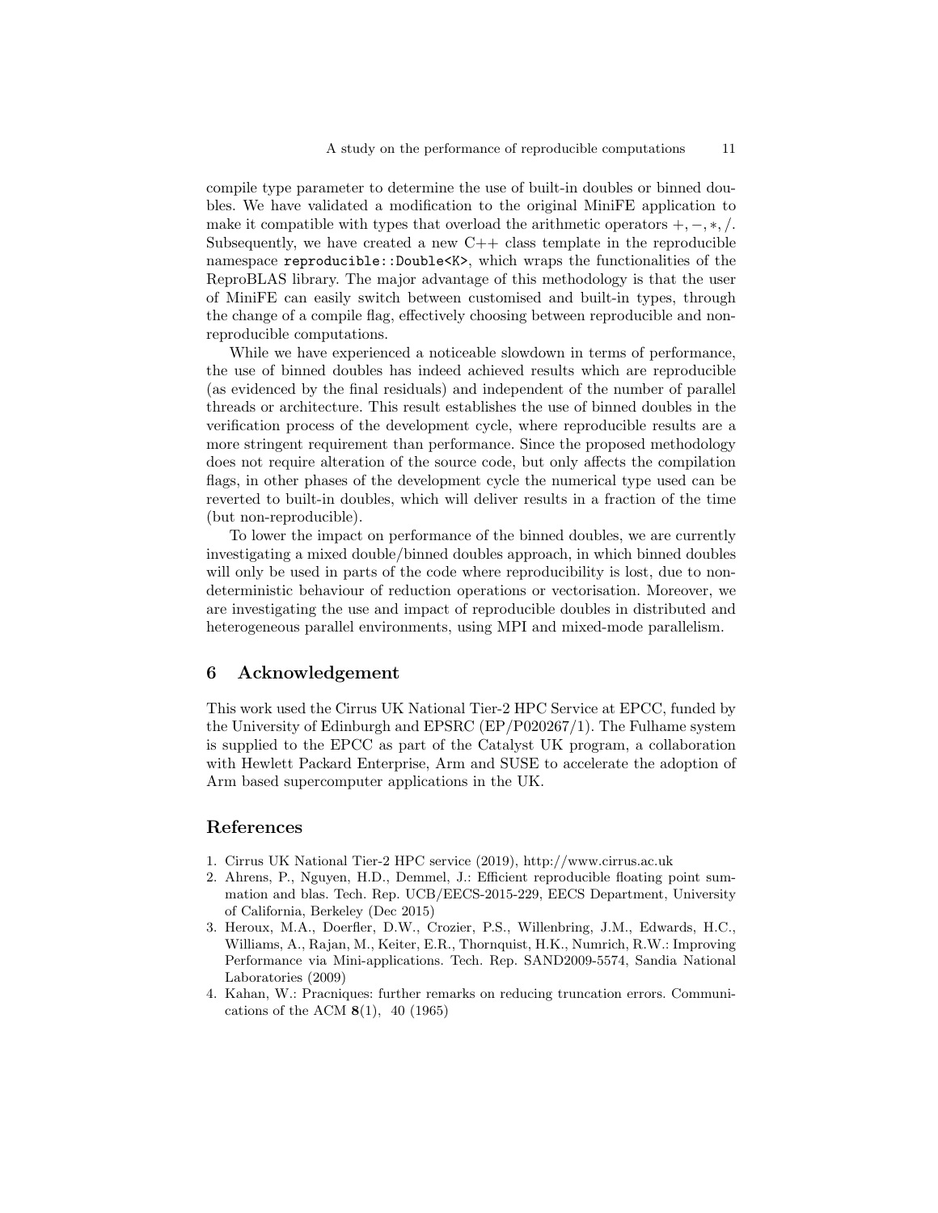compile type parameter to determine the use of built-in doubles or binned doubles. We have validated a modification to the original MiniFE application to make it compatible with types that overload the arithmetic operators $+, -, *, /$. Subsequently, we have created a new C++ class template in the reproducible namespace `reproducible::Double<K>`, which wraps the functionalities of the ReproBLAS library. The major advantage of this methodology is that the user of MiniFE can easily switch between customised and built-in types, through the change of a compile flag, effectively choosing between reproducible and non-reproducible computations.

While we have experienced a noticeable slowdown in terms of performance, the use of binned doubles has indeed achieved results which are reproducible (as evidenced by the final residuals) and independent of the number of parallel threads or architecture. This result establishes the use of binned doubles in the verification process of the development cycle, where reproducible results are a more stringent requirement than performance. Since the proposed methodology does not require alteration of the source code, but only affects the compilation flags, in other phases of the development cycle the numerical type used can be reverted to built-in doubles, which will deliver results in a fraction of the time (but non-reproducible).

To lower the impact on performance of the binned doubles, we are currently investigating a mixed double/binned doubles approach, in which binned doubles will only be used in parts of the code where reproducibility is lost, due to non-deterministic behaviour of reduction operations or vectorisation. Moreover, we are investigating the use and impact of reproducible doubles in distributed and heterogeneous parallel environments, using MPI and mixed-mode parallelism.

## 6 Acknowledgement

This work used the Cirrus UK National Tier-2 HPC Service at EPCC, funded by the University of Edinburgh and EPSRC (EP/P020267/1). The Fulhame system is supplied to the EPCC as part of the Catalyst UK program, a collaboration with Hewlett Packard Enterprise, Arm and SUSE to accelerate the adoption of Arm based supercomputer applications in the UK.

## References

1. Cirrus UK National Tier-2 HPC service (2019), http://www.cirrus.ac.uk
2. Ahrens, P., Nguyen, H.D., Demmel, J.: Efficient reproducible floating point summation and blas. Tech. Rep. UCB/EECS-2015-229, EECS Department, University of California, Berkeley (Dec 2015)
3. Heroux, M.A., Doerfler, D.W., Crozier, P.S., Willenbring, J.M., Edwards, H.C., Williams, A., Rajan, M., Keiter, E.R., Thornquist, H.K., Numrich, R.W.: Improving Performance via Mini-applications. Tech. Rep. SAND2009-5574, Sandia National Laboratories (2009)
4. Kahan, W.: Pracniques: further remarks on reducing truncation errors. Communications of the ACM **8**(1), 40 (1965)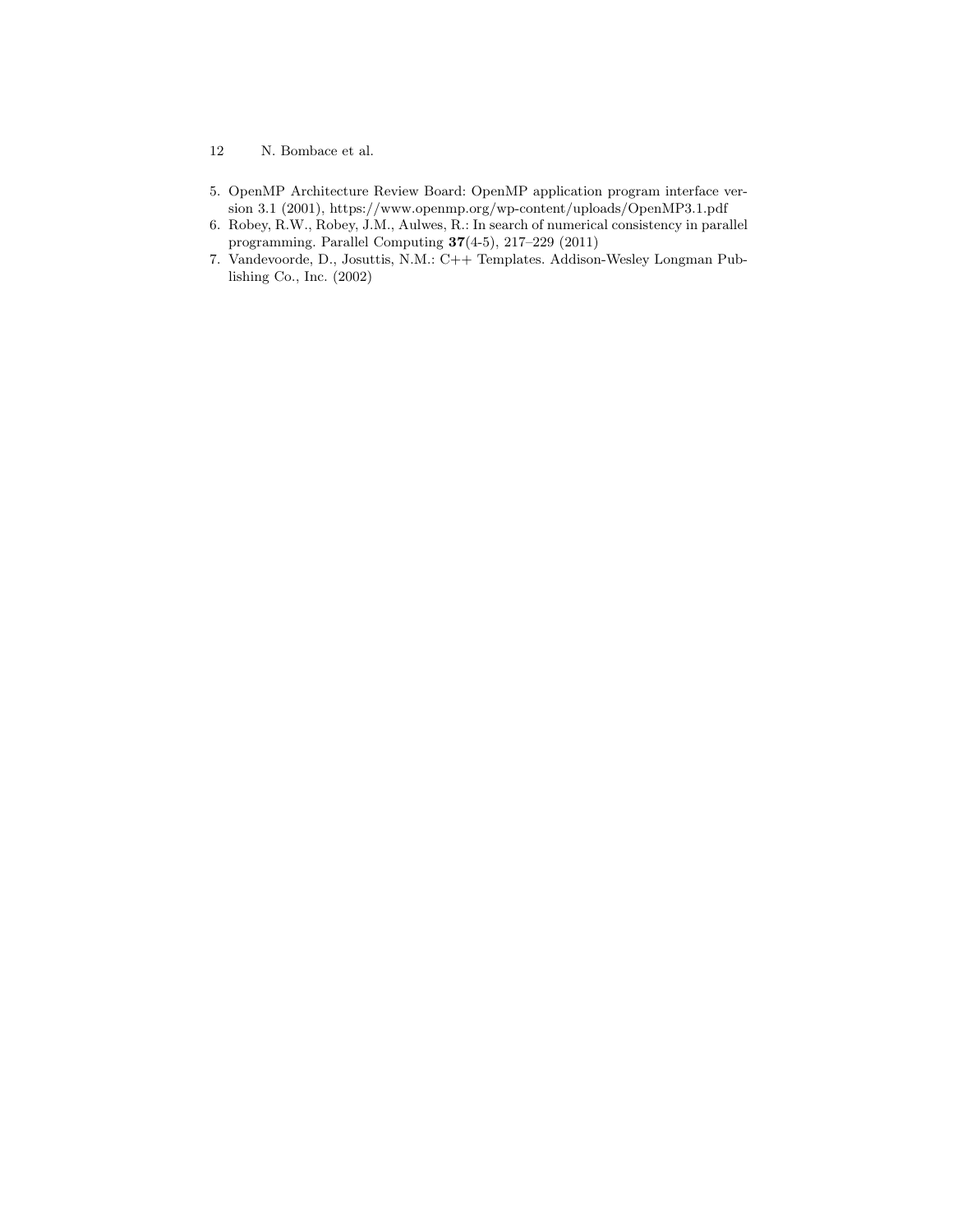5. OpenMP Architecture Review Board: OpenMP application program interface version 3.1 (2001), https://www.openmp.org/wp-content/uploads/OpenMP3.1.pdf
6. Robey, R.W., Robey, J.M., Aulwes, R.: In search of numerical consistency in parallel programming. Parallel Computing **37**(4-5), 217–229 (2011)
7. Vandevoorde, D., Josuttis, N.M.: C++ Templates. Addison-Wesley Longman Publishing Co., Inc. (2002)